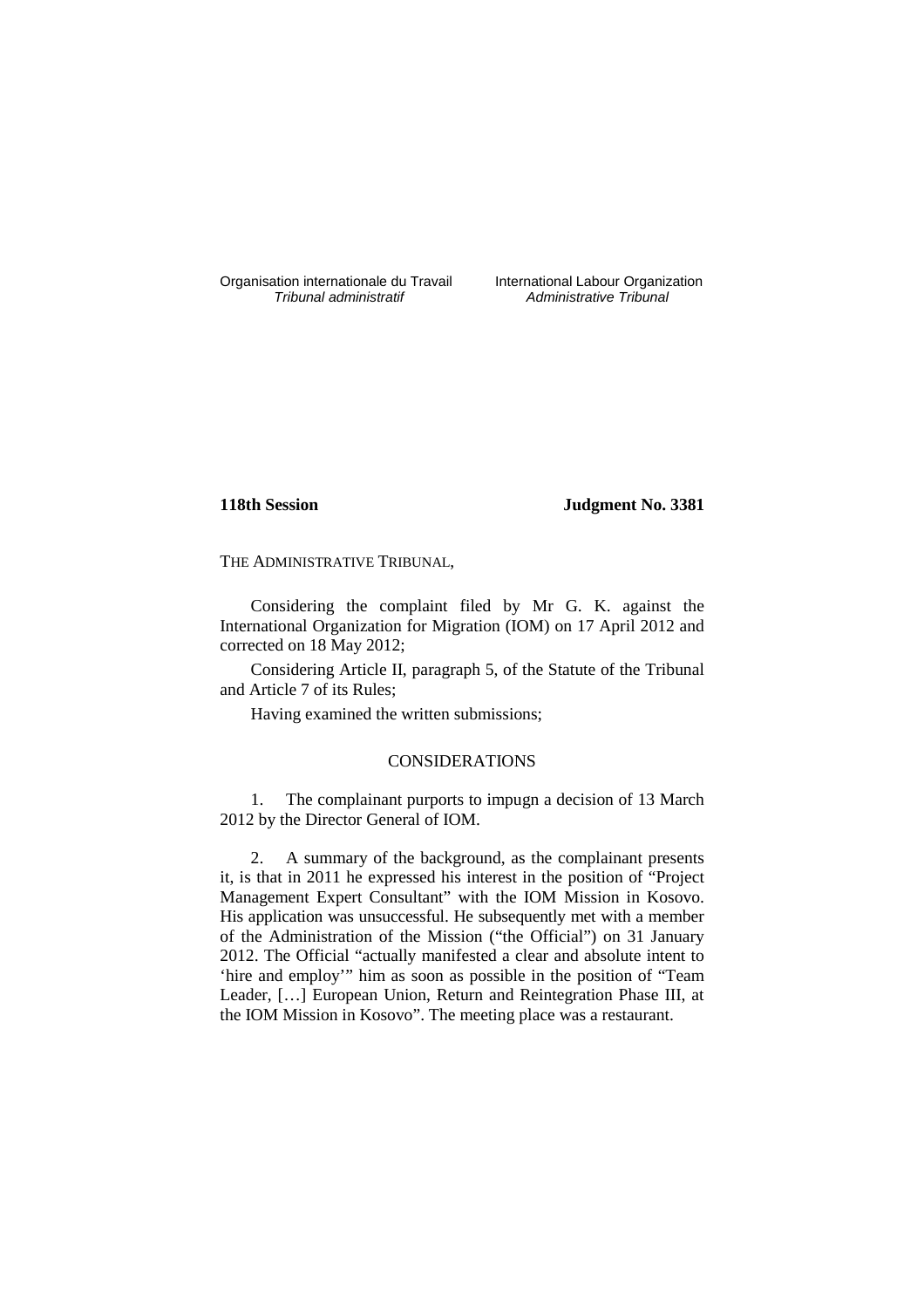Organisation internationale du Travail
*Tribunal administratif*

International Labour Organization
*Administrative Tribunal*

**118th Session** **Judgment No. 3381**

THE ADMINISTRATIVE TRIBUNAL,

Considering the complaint filed by Mr G. K. against the International Organization for Migration (IOM) on 17 April 2012 and corrected on 18 May 2012;

Considering Article II, paragraph 5, of the Statute of the Tribunal and Article 7 of its Rules;

Having examined the written submissions;

CONSIDERATIONS

1. The complainant purports to impugn a decision of 13 March 2012 by the Director General of IOM.

2. A summary of the background, as the complainant presents it, is that in 2011 he expressed his interest in the position of "Project Management Expert Consultant" with the IOM Mission in Kosovo. His application was unsuccessful. He subsequently met with a member of the Administration of the Mission ("the Official") on 31 January 2012. The Official "actually manifested a clear and absolute intent to 'hire and employ'" him as soon as possible in the position of "Team Leader, […] European Union, Return and Reintegration Phase III, at the IOM Mission in Kosovo". The meeting place was a restaurant.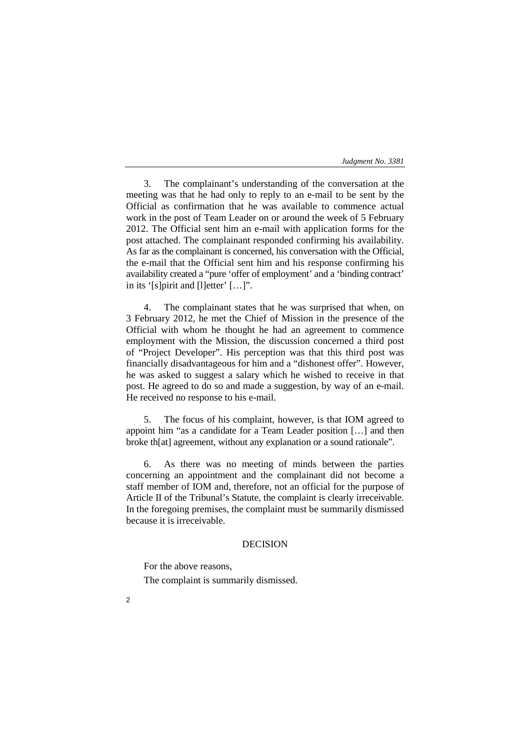3. The complainant's understanding of the conversation at the meeting was that he had only to reply to an e-mail to be sent by the Official as confirmation that he was available to commence actual work in the post of Team Leader on or around the week of 5 February 2012. The Official sent him an e-mail with application forms for the post attached. The complainant responded confirming his availability. As far as the complainant is concerned, his conversation with the Official, the e-mail that the Official sent him and his response confirming his availability created a "pure 'offer of employment' and a 'binding contract' in its '[s]pirit and [l]etter' […]".

4. The complainant states that he was surprised that when, on 3 February 2012, he met the Chief of Mission in the presence of the Official with whom he thought he had an agreement to commence employment with the Mission, the discussion concerned a third post of "Project Developer". His perception was that this third post was financially disadvantageous for him and a "dishonest offer". However, he was asked to suggest a salary which he wished to receive in that post. He agreed to do so and made a suggestion, by way of an e-mail. He received no response to his e-mail.

5. The focus of his complaint, however, is that IOM agreed to appoint him "as a candidate for a Team Leader position […] and then broke th[at] agreement, without any explanation or a sound rationale".

6. As there was no meeting of minds between the parties concerning an appointment and the complainant did not become a staff member of IOM and, therefore, not an official for the purpose of Article II of the Tribunal's Statute, the complaint is clearly irreceivable. In the foregoing premises, the complaint must be summarily dismissed because it is irreceivable.

## DECISION

For the above reasons,

The complaint is summarily dismissed.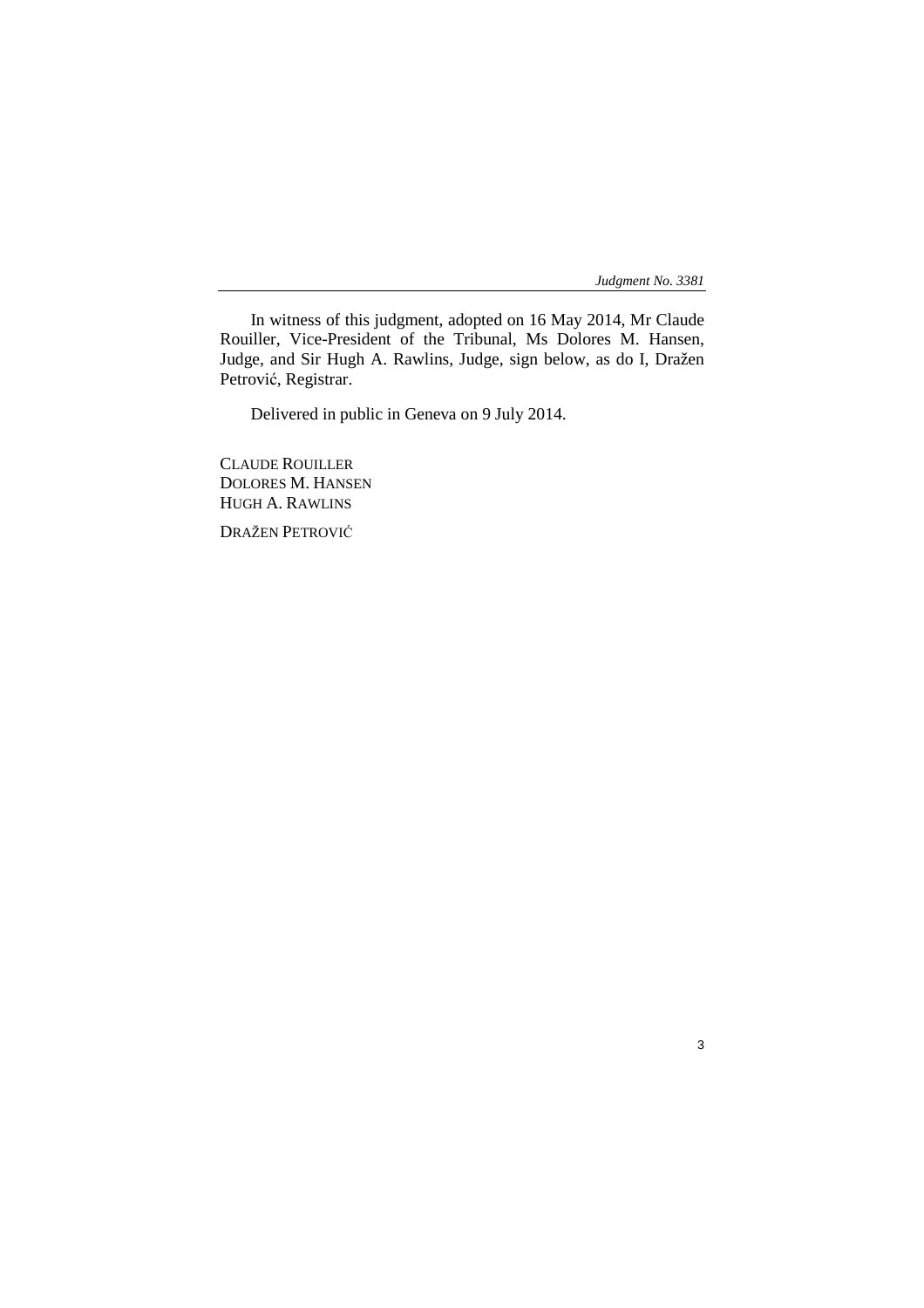In witness of this judgment, adopted on 16 May 2014, Mr Claude Rouiller, Vice-President of the Tribunal, Ms Dolores M. Hansen, Judge, and Sir Hugh A. Rawlins, Judge, sign below, as do I, Dražen Petrović, Registrar.

Delivered in public in Geneva on 9 July 2014.

CLAUDE ROUILLER
DOLORES M. HANSEN
HUGH A. RAWLINS

DRAŽEN PETROVIĆ